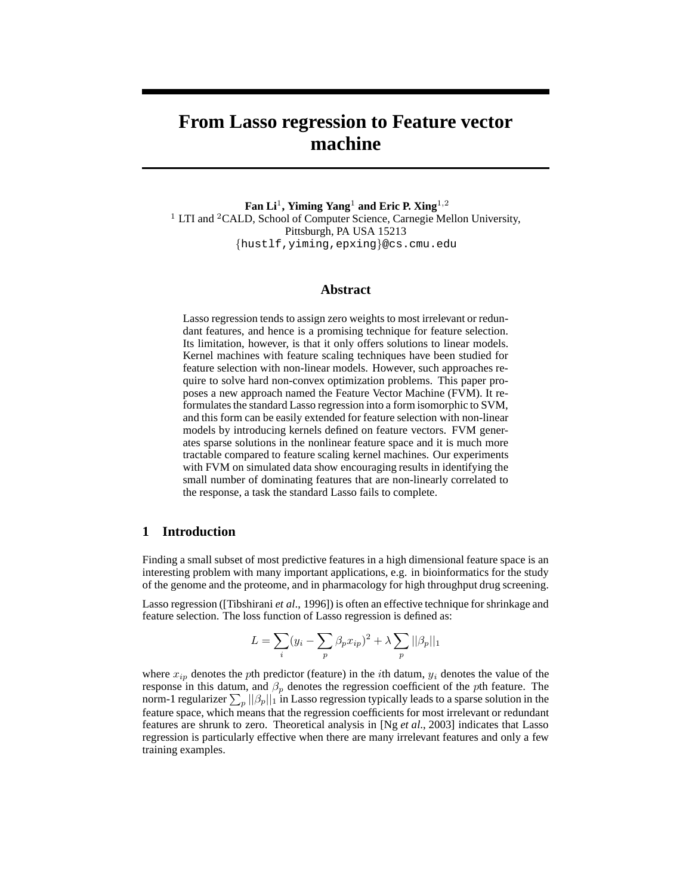# From Lasso regression to Feature vector machine

**Fan Li**[1]**, Yiming Yang**[1] **and Eric P. Xing**[1,2]
[1] LTI and [2]CALD, School of Computer Science, Carnegie Mellon University, Pittsburgh, PA USA 15213
{hustlf,yiming,epxing}@cs.cmu.edu

## Abstract

Lasso regression tends to assign zero weights to most irrelevant or redundant features, and hence is a promising technique for feature selection. Its limitation, however, is that it only offers solutions to linear models. Kernel machines with feature scaling techniques have been studied for feature selection with non-linear models. However, such approaches require to solve hard non-convex optimization problems. This paper proposes a new approach named the Feature Vector Machine (FVM). It reformulates the standard Lasso regression into a form isomorphic to SVM, and this form can be easily extended for feature selection with non-linear models by introducing kernels defined on feature vectors. FVM generates sparse solutions in the nonlinear feature space and it is much more tractable compared to feature scaling kernel machines. Our experiments with FVM on simulated data show encouraging results in identifying the small number of dominating features that are non-linearly correlated to the response, a task the standard Lasso fails to complete.

## 1 Introduction

Finding a small subset of most predictive features in a high dimensional feature space is an interesting problem with many important applications, e.g. in bioinformatics for the study of the genome and the proteome, and in pharmacology for high throughput drug screening.

Lasso regression ([Tibshirani *et al*., 1996]) is often an effective technique for shrinkage and feature selection. The loss function of Lasso regression is defined as:

$$L = \sum_i (y_i - \sum_p \beta_p x_{ip})^2 + \lambda \sum_p ||\beta_p||_1$$

where $x_{ip}$ denotes the $p$th predictor (feature) in the $i$th datum, $y_i$ denotes the value of the response in this datum, and $\beta_p$ denotes the regression coefficient of the $p$th feature. The norm-1 regularizer $\sum_p ||\beta_p||_1$ in Lasso regression typically leads to a sparse solution in the feature space, which means that the regression coefficients for most irrelevant or redundant features are shrunk to zero. Theoretical analysis in [Ng *et al*., 2003] indicates that Lasso regression is particularly effective when there are many irrelevant features and only a few training examples.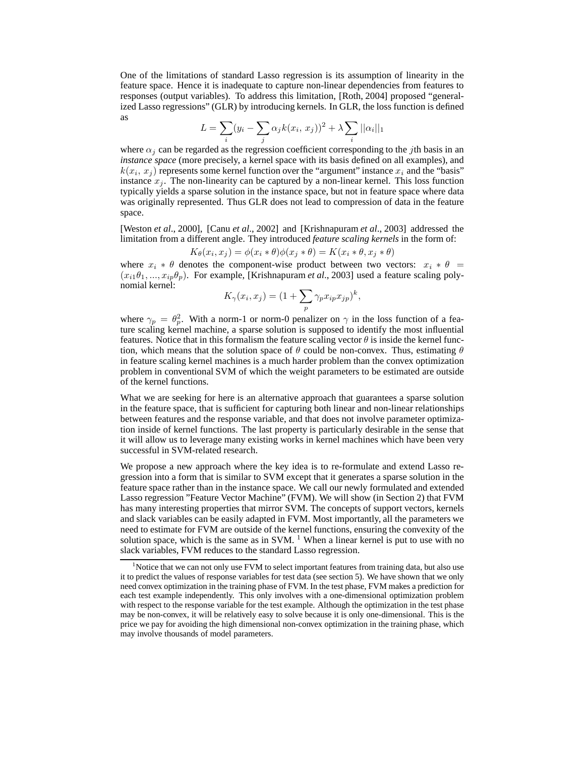One of the limitations of standard Lasso regression is its assumption of linearity in the feature space. Hence it is inadequate to capture non-linear dependencies from features to responses (output variables). To address this limitation, [Roth, 2004] proposed "generalized Lasso regressions" (GLR) by introducing kernels. In GLR, the loss function is defined as

$$L = \sum_i (y_i - \sum_j \alpha_j k(x_i,\, x_j))^2 + \lambda \sum_i ||\alpha_i||_1$$

where $\alpha_j$ can be regarded as the regression coefficient corresponding to the $j$th basis in an *instance space* (more precisely, a kernel space with its basis defined on all examples), and $k(x_i,\, x_j)$ represents some kernel function over the "argument" instance $x_i$ and the "basis" instance $x_j$. The non-linearity can be captured by a non-linear kernel. This loss function typically yields a sparse solution in the instance space, but not in feature space where data was originally represented. Thus GLR does not lead to compression of data in the feature space.

[Weston *et al*., 2000], [Canu *et al*., 2002] and [Krishnapuram *et al*., 2003] addressed the limitation from a different angle. They introduced *feature scaling kernels* in the form of:

$$K_\theta(x_i, x_j) = \phi(x_i * \theta)\phi(x_j * \theta) = K(x_i * \theta, x_j * \theta)$$

where $x_i * \theta$ denotes the component-wise product between two vectors: $x_i * \theta = (x_{i1}\theta_1, ..., x_{ip}\theta_p)$. For example, [Krishnapuram *et al*., 2003] used a feature scaling polynomial kernel:

$$K_\gamma(x_i, x_j) = (1 + \sum_p \gamma_p x_{ip} x_{jp})^k,$$

where $\gamma_p = \theta_p^2$. With a norm-1 or norm-0 penalizer on $\gamma$ in the loss function of a feature scaling kernel machine, a sparse solution is supposed to identify the most influential features. Notice that in this formalism the feature scaling vector $\theta$ is inside the kernel function, which means that the solution space of $\theta$ could be non-convex. Thus, estimating $\theta$ in feature scaling kernel machines is a much harder problem than the convex optimization problem in conventional SVM of which the weight parameters to be estimated are outside of the kernel functions.

What we are seeking for here is an alternative approach that guarantees a sparse solution in the feature space, that is sufficient for capturing both linear and non-linear relationships between features and the response variable, and that does not involve parameter optimization inside of kernel functions. The last property is particularly desirable in the sense that it will allow us to leverage many existing works in kernel machines which have been very successful in SVM-related research.

We propose a new approach where the key idea is to re-formulate and extend Lasso regression into a form that is similar to SVM except that it generates a sparse solution in the feature space rather than in the instance space. We call our newly formulated and extended Lasso regression "Feature Vector Machine" (FVM). We will show (in Section 2) that FVM has many interesting properties that mirror SVM. The concepts of support vectors, kernels and slack variables can be easily adapted in FVM. Most importantly, all the parameters we need to estimate for FVM are outside of the kernel functions, ensuring the convexity of the solution space, which is the same as in SVM. [1] When a linear kernel is put to use with no slack variables, FVM reduces to the standard Lasso regression.

[1] Notice that we can not only use FVM to select important features from training data, but also use it to predict the values of response variables for test data (see section 5). We have shown that we only need convex optimization in the training phase of FVM. In the test phase, FVM makes a prediction for each test example independently. This only involves with a one-dimensional optimization problem with respect to the response variable for the test example. Although the optimization in the test phase may be non-convex, it will be relatively easy to solve because it is only one-dimensional. This is the price we pay for avoiding the high dimensional non-convex optimization in the training phase, which may involve thousands of model parameters.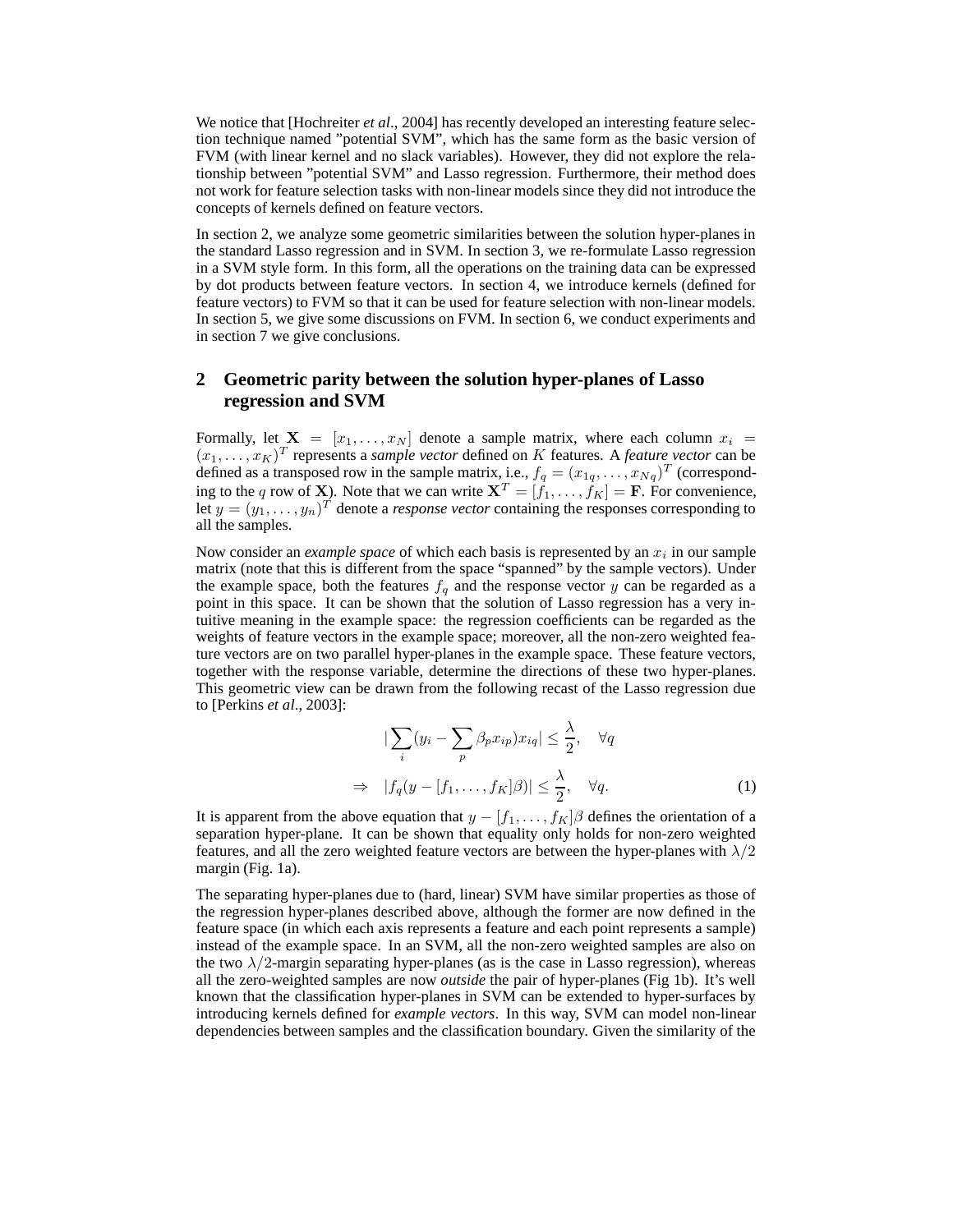We notice that [Hochreiter *et al*., 2004] has recently developed an interesting feature selection technique named "potential SVM", which has the same form as the basic version of FVM (with linear kernel and no slack variables). However, they did not explore the relationship between "potential SVM" and Lasso regression. Furthermore, their method does not work for feature selection tasks with non-linear models since they did not introduce the concepts of kernels defined on feature vectors.

In section 2, we analyze some geometric similarities between the solution hyper-planes in the standard Lasso regression and in SVM. In section 3, we re-formulate Lasso regression in a SVM style form. In this form, all the operations on the training data can be expressed by dot products between feature vectors. In section 4, we introduce kernels (defined for feature vectors) to FVM so that it can be used for feature selection with non-linear models. In section 5, we give some discussions on FVM. In section 6, we conduct experiments and in section 7 we give conclusions.

## 2 Geometric parity between the solution hyper-planes of Lasso regression and SVM

Formally, let $\mathbf{X} = [x_1, \ldots, x_N]$ denote a sample matrix, where each column $x_i = (x_1, \ldots, x_K)^T$ represents a *sample vector* defined on $K$ features. A *feature vector* can be defined as a transposed row in the sample matrix, i.e., $f_q = (x_{1q}, \ldots, x_{Nq})^T$ (corresponding to the $q$ row of $\mathbf{X}$). Note that we can write $\mathbf{X}^T = [f_1, \ldots, f_K] = \mathbf{F}$. For convenience, let $y = (y_1, \ldots, y_n)^T$ denote a *response vector* containing the responses corresponding to all the samples.

Now consider an *example space* of which each basis is represented by an $x_i$ in our sample matrix (note that this is different from the space "spanned" by the sample vectors). Under the example space, both the features $f_q$ and the response vector $y$ can be regarded as a point in this space. It can be shown that the solution of Lasso regression has a very intuitive meaning in the example space: the regression coefficients can be regarded as the weights of feature vectors in the example space; moreover, all the non-zero weighted feature vectors are on two parallel hyper-planes in the example space. These feature vectors, together with the response variable, determine the directions of these two hyper-planes. This geometric view can be drawn from the following recast of the Lasso regression due to [Perkins *et al*., 2003]:

$$
\begin{aligned}
& |\sum_i (y_i - \sum_p \beta_p x_{ip}) x_{iq}| \leq \frac{\lambda}{2}, \quad \forall q \\
\Rightarrow \quad & |f_q(y - [f_1, \ldots, f_K]\beta)| \leq \frac{\lambda}{2}, \quad \forall q. 
\end{aligned} \tag{1}
$$

It is apparent from the above equation that $y - [f_1, \ldots, f_K]\beta$ defines the orientation of a separation hyper-plane. It can be shown that equality only holds for non-zero weighted features, and all the zero weighted feature vectors are between the hyper-planes with $\lambda/2$ margin (Fig. 1a).

The separating hyper-planes due to (hard, linear) SVM have similar properties as those of the regression hyper-planes described above, although the former are now defined in the feature space (in which each axis represents a feature and each point represents a sample) instead of the example space. In an SVM, all the non-zero weighted samples are also on the two $\lambda/2$-margin separating hyper-planes (as is the case in Lasso regression), whereas all the zero-weighted samples are now *outside* the pair of hyper-planes (Fig 1b). It's well known that the classification hyper-planes in SVM can be extended to hyper-surfaces by introducing kernels defined for *example vectors*. In this way, SVM can model non-linear dependencies between samples and the classification boundary. Given the similarity of the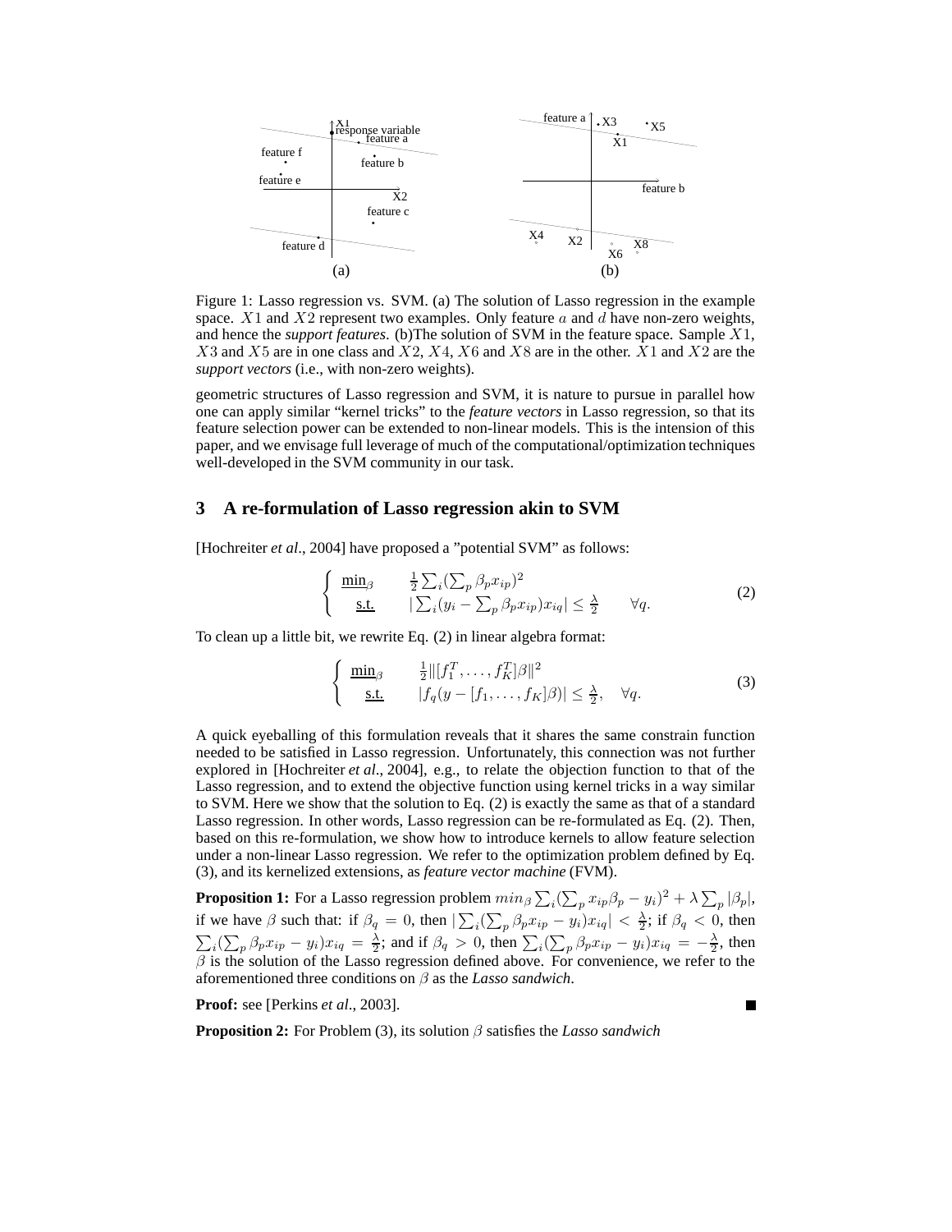Figure 1: Lasso regression vs. SVM. (a) The solution of Lasso regression in the example space. $X1$ and $X2$ represent two examples. Only feature $a$ and $d$ have non-zero weights, and hence the *support features*. (b)The solution of SVM in the feature space. Sample $X1$, $X3$ and $X5$ are in one class and $X2$, $X4$, $X6$ and $X8$ are in the other. $X1$ and $X2$ are the *support vectors* (i.e., with non-zero weights).

geometric structures of Lasso regression and SVM, it is nature to pursue in parallel how one can apply similar "kernel tricks" to the *feature vectors* in Lasso regression, so that its feature selection power can be extended to non-linear models. This is the intension of this paper, and we envisage full leverage of much of the computational/optimization techniques well-developed in the SVM community in our task.

## 3 A re-formulation of Lasso regression akin to SVM

[Hochreiter *et al.*, 2004] have proposed a "potential SVM" as follows:

$$\begin{cases} \underline{\min}_{\beta} & \frac{1}{2}\sum_i(\sum_p \beta_p x_{ip})^2 \\ \underline{\text{s.t.}} & |\sum_i(y_i - \sum_p \beta_p x_{ip})x_{iq}| \leq \frac{\lambda}{2} \quad \forall q. \end{cases} \tag{2}$$

To clean up a little bit, we rewrite Eq. (2) in linear algebra format:

$$\begin{cases} \underline{\min}_{\beta} & \frac{1}{2}\|[f_1^T, \ldots, f_K^T]\beta\|^2 \\ \underline{\text{s.t.}} & |f_q(y - [f_1, \ldots, f_K]\beta)| \leq \frac{\lambda}{2}, \quad \forall q. \end{cases} \tag{3}$$

A quick eyeballing of this formulation reveals that it shares the same constrain function needed to be satisfied in Lasso regression. Unfortunately, this connection was not further explored in [Hochreiter *et al.*, 2004], e.g., to relate the objection function to that of the Lasso regression, and to extend the objective function using kernel tricks in a way similar to SVM. Here we show that the solution to Eq. (2) is exactly the same as that of a standard Lasso regression. In other words, Lasso regression can be re-formulated as Eq. (2). Then, based on this re-formulation, we show how to introduce kernels to allow feature selection under a non-linear Lasso regression. We refer to the optimization problem defined by Eq. (3), and its kernelized extensions, as *feature vector machine* (FVM).

**Proposition 1:** For a Lasso regression problem $min_{\beta} \sum_i (\sum_p x_{ip}\beta_p - y_i)^2 + \lambda \sum_p |\beta_p|$, if we have $\beta$ such that: if $\beta_q = 0$, then $|\sum_i(\sum_p \beta_p x_{ip} - y_i)x_{iq}| < \frac{\lambda}{2}$; if $\beta_q < 0$, then $\sum_i(\sum_p \beta_p x_{ip} - y_i)x_{iq} = \frac{\lambda}{2}$; and if $\beta_q > 0$, then $\sum_i(\sum_p \beta_p x_{ip} - y_i)x_{iq} = -\frac{\lambda}{2}$, then $\beta$ is the solution of the Lasso regression defined above. For convenience, we refer to the aforementioned three conditions on $\beta$ as the *Lasso sandwich*.

**Proof:** see [Perkins *et al.*, 2003]. ■

**Proposition 2:** For Problem (3), its solution $\beta$ satisfies the *Lasso sandwich*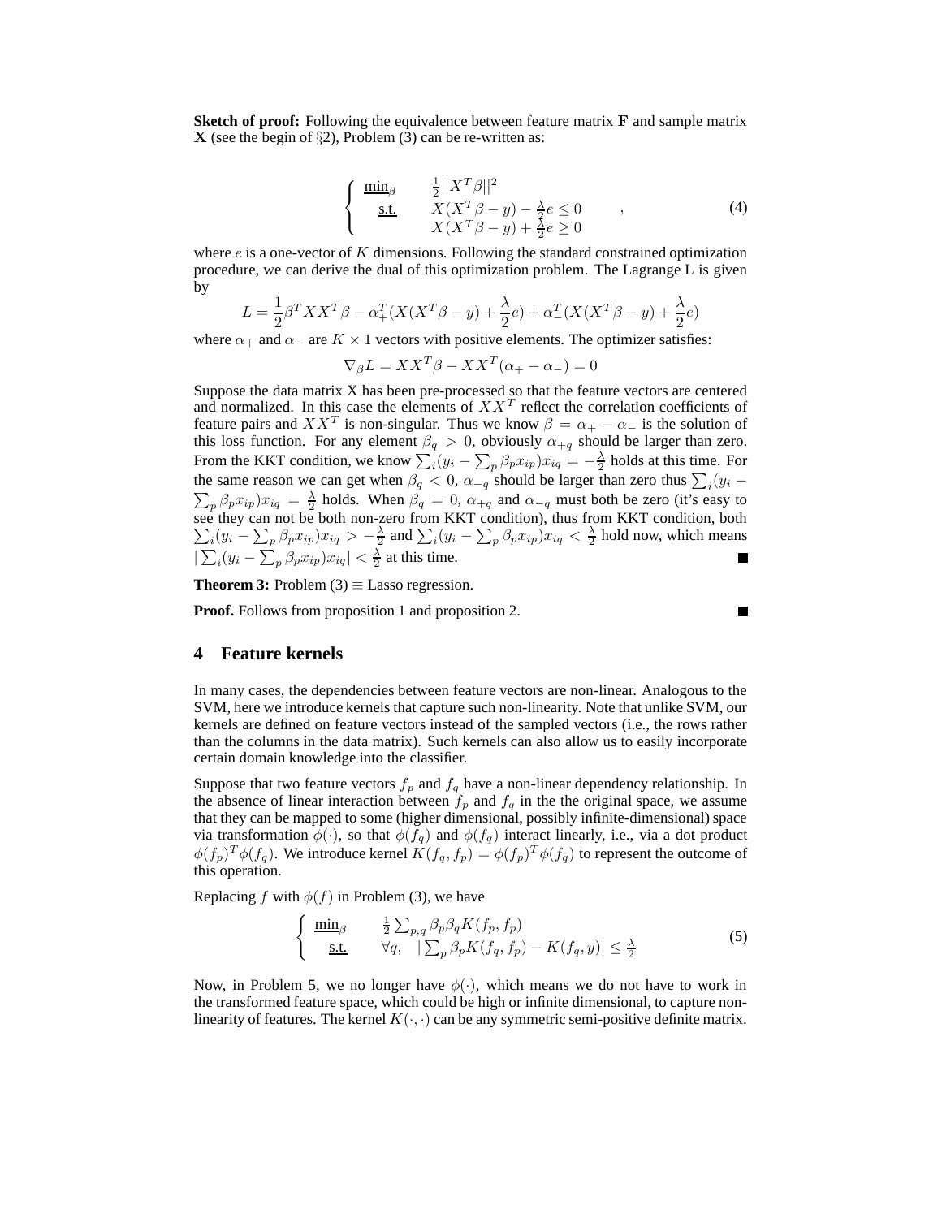**Sketch of proof:** Following the equivalence between feature matrix **F** and sample matrix **X** (see the begin of §2), Problem (3) can be re-written as:

$$
\begin{cases} \underline{\min}_\beta & \frac{1}{2}||X^T\beta||^2 \\ \quad \underline{\text{s.t.}} & X(X^T\beta - y) - \frac{\lambda}{2}e \le 0 \\ & X(X^T\beta - y) + \frac{\lambda}{2}e \ge 0 \end{cases} , \tag{4}
$$

where $e$ is a one-vector of $K$ dimensions. Following the standard constrained optimization procedure, we can derive the dual of this optimization problem. The Lagrange L is given by

$$
L = \frac{1}{2}\beta^T XX^T\beta - \alpha_+^T(X(X^T\beta - y) + \frac{\lambda}{2}e) + \alpha_-^T(X(X^T\beta - y) + \frac{\lambda}{2}e)
$$

where $\alpha_+$ and $\alpha_-$ are $K \times 1$ vectors with positive elements. The optimizer satisfies:

$$
\nabla_\beta L = XX^T\beta - XX^T(\alpha_+ - \alpha_-) = 0
$$

Suppose the data matrix X has been pre-processed so that the feature vectors are centered and normalized. In this case the elements of $XX^T$ reflect the correlation coefficients of feature pairs and $XX^T$ is non-singular. Thus we know $\beta = \alpha_+ - \alpha_-$ is the solution of this loss function. For any element $\beta_q > 0$, obviously $\alpha_{+q}$ should be larger than zero. From the KKT condition, we know $\sum_i(y_i - \sum_p \beta_p x_{ip})x_{iq} = -\frac{\lambda}{2}$ holds at this time. For the same reason we can get when $\beta_q < 0$, $\alpha_{-q}$ should be larger than zero thus $\sum_i(y_i - \sum_p \beta_p x_{ip})x_{iq} = \frac{\lambda}{2}$ holds. When $\beta_q = 0$, $\alpha_{+q}$ and $\alpha_{-q}$ must both be zero (it's easy to see they can not be both non-zero from KKT condition), thus from KKT condition, both $\sum_i(y_i - \sum_p \beta_p x_{ip})x_{iq} > -\frac{\lambda}{2}$ and $\sum_i(y_i - \sum_p \beta_p x_{ip})x_{iq} < \frac{\lambda}{2}$ hold now, which means $|\sum_i(y_i - \sum_p \beta_p x_{ip})x_{iq}| < \frac{\lambda}{2}$ at this time. ■

**Theorem 3:** Problem (3) $\equiv$ Lasso regression.

**Proof.** Follows from proposition 1 and proposition 2. ■

## 4 Feature kernels

In many cases, the dependencies between feature vectors are non-linear. Analogous to the SVM, here we introduce kernels that capture such non-linearity. Note that unlike SVM, our kernels are defined on feature vectors instead of the sampled vectors (i.e., the rows rather than the columns in the data matrix). Such kernels can also allow us to easily incorporate certain domain knowledge into the classifier.

Suppose that two feature vectors $f_p$ and $f_q$ have a non-linear dependency relationship. In the absence of linear interaction between $f_p$ and $f_q$ in the the original space, we assume that they can be mapped to some (higher dimensional, possibly infinite-dimensional) space via transformation $\phi(\cdot)$, so that $\phi(f_q)$ and $\phi(f_q)$ interact linearly, i.e., via a dot product $\phi(f_p)^T\phi(f_q)$. We introduce kernel $K(f_q, f_p) = \phi(f_p)^T\phi(f_q)$ to represent the outcome of this operation.

Replacing $f$ with $\phi(f)$ in Problem (3), we have

$$
\begin{cases} \underline{\min}_\beta & \frac{1}{2}\sum_{p,q}\beta_p\beta_q K(f_p, f_p) \\ \quad \underline{\text{s.t.}} & \forall q, \quad |\sum_p \beta_p K(f_q, f_p) - K(f_q, y)| \le \frac{\lambda}{2} \end{cases} \tag{5}
$$

Now, in Problem 5, we no longer have $\phi(\cdot)$, which means we do not have to work in the transformed feature space, which could be high or infinite dimensional, to capture non-linearity of features. The kernel $K(\cdot, \cdot)$ can be any symmetric semi-positive definite matrix.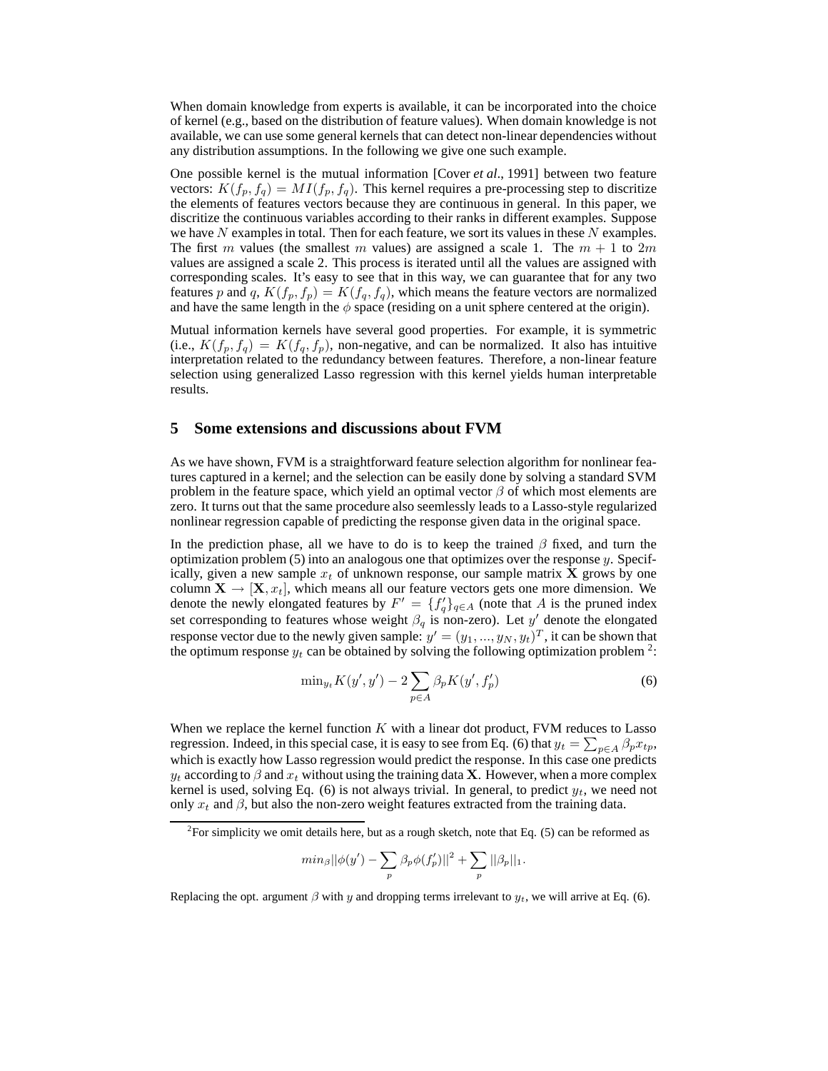When domain knowledge from experts is available, it can be incorporated into the choice of kernel (e.g., based on the distribution of feature values). When domain knowledge is not available, we can use some general kernels that can detect non-linear dependencies without any distribution assumptions. In the following we give one such example.

One possible kernel is the mutual information [Cover *et al.*, 1991] between two feature vectors: $K(f_p, f_q) = MI(f_p, f_q)$. This kernel requires a pre-processing step to discritize the elements of features vectors because they are continuous in general. In this paper, we discritize the continuous variables according to their ranks in different examples. Suppose we have $N$ examples in total. Then for each feature, we sort its values in these $N$ examples. The first $m$ values (the smallest $m$ values) are assigned a scale 1. The $m + 1$ to $2m$ values are assigned a scale 2. This process is iterated until all the values are assigned with corresponding scales. It's easy to see that in this way, we can guarantee that for any two features $p$ and $q$, $K(f_p, f_p) = K(f_q, f_q)$, which means the feature vectors are normalized and have the same length in the $\phi$ space (residing on a unit sphere centered at the origin).

Mutual information kernels have several good properties. For example, it is symmetric (i.e., $K(f_p, f_q) = K(f_q, f_p)$), non-negative, and can be normalized. It also has intuitive interpretation related to the redundancy between features. Therefore, a non-linear feature selection using generalized Lasso regression with this kernel yields human interpretable results.

## 5 Some extensions and discussions about FVM

As we have shown, FVM is a straightforward feature selection algorithm for nonlinear features captured in a kernel; and the selection can be easily done by solving a standard SVM problem in the feature space, which yield an optimal vector $\beta$ of which most elements are zero. It turns out that the same procedure also seemlessly leads to a Lasso-style regularized nonlinear regression capable of predicting the response given data in the original space.

In the prediction phase, all we have to do is to keep the trained $\beta$ fixed, and turn the optimization problem (5) into an analogous one that optimizes over the response $y$. Specifically, given a new sample $x_t$ of unknown response, our sample matrix $\mathbf{X}$ grows by one column $\mathbf{X} \rightarrow [\mathbf{X}, x_t]$, which means all our feature vectors gets one more dimension. We denote the newly elongated features by $F' = \{f'_q\}_{q \in A}$ (note that $A$ is the pruned index set corresponding to features whose weight $\beta_q$ is non-zero). Let $y'$ denote the elongated response vector due to the newly given sample: $y' = (y_1, ..., y_N, y_t)^T$, it can be shown that the optimum response $y_t$ can be obtained by solving the following optimization problem [2]:

$$\min_{y_t} K(y', y') - 2 \sum_{p \in A} \beta_p K(y', f'_p) \tag{6}$$

When we replace the kernel function $K$ with a linear dot product, FVM reduces to Lasso regression. Indeed, in this special case, it is easy to see from Eq. (6) that $y_t = \sum_{p \in A} \beta_p x_{tp}$, which is exactly how Lasso regression would predict the response. In this case one predicts $y_t$ according to $\beta$ and $x_t$ without using the training data $\mathbf{X}$. However, when a more complex kernel is used, solving Eq. (6) is not always trivial. In general, to predict $y_t$, we need not only $x_t$ and $\beta$, but also the non-zero weight features extracted from the training data.

---

[2] For simplicity we omit details here, but as a rough sketch, note that Eq. (5) can be reformed as

$$min_\beta ||\phi(y') - \sum_p \beta_p \phi(f'_p)||^2 + \sum_p ||\beta_p||_1.$$

Replacing the opt. argument $\beta$ with $y$ and dropping terms irrelevant to $y_t$, we will arrive at Eq. (6).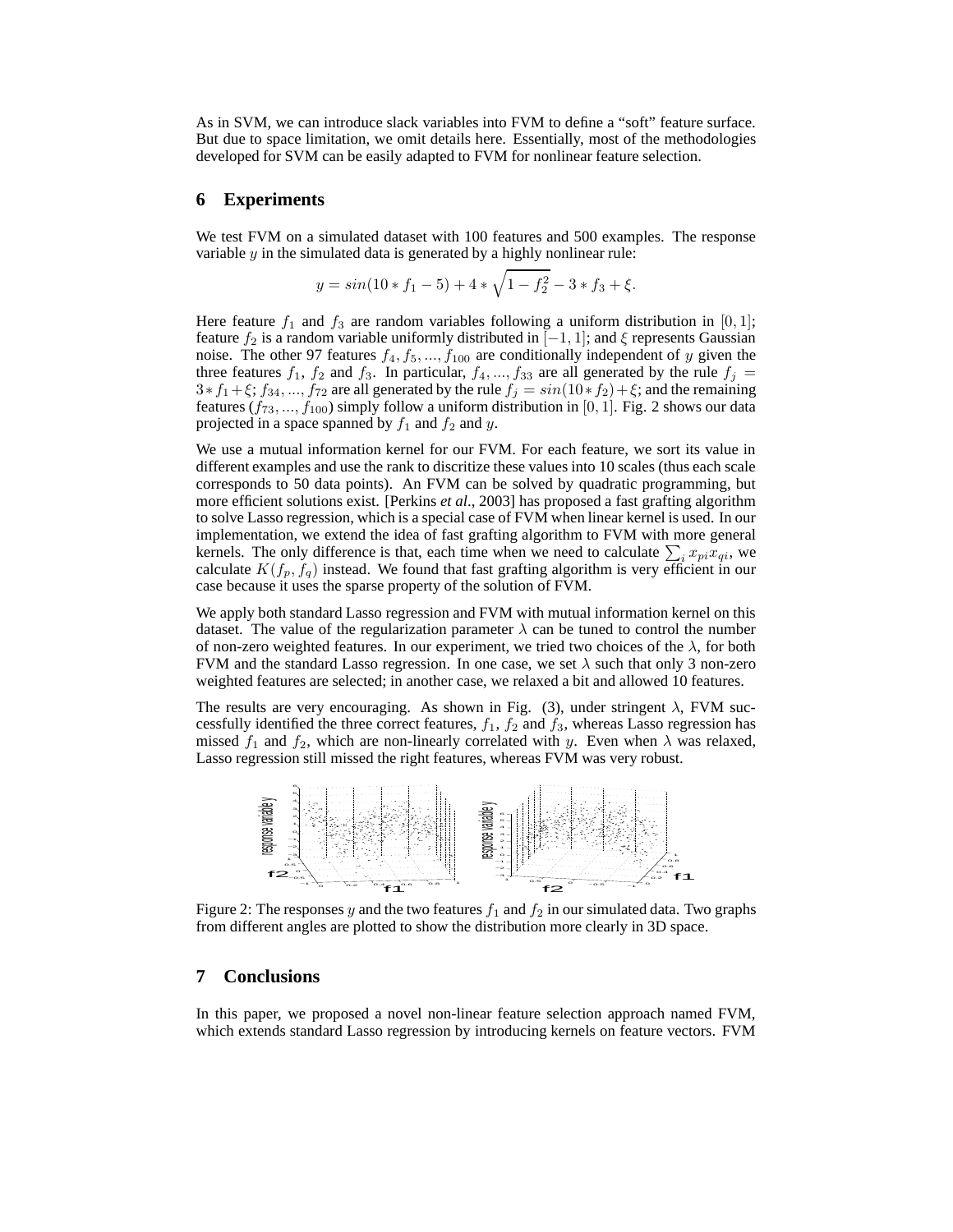As in SVM, we can introduce slack variables into FVM to define a "soft" feature surface. But due to space limitation, we omit details here. Essentially, most of the methodologies developed for SVM can be easily adapted to FVM for nonlinear feature selection.

## 6 Experiments

We test FVM on a simulated dataset with 100 features and 500 examples. The response variable $y$ in the simulated data is generated by a highly nonlinear rule:

$$y = sin(10 * f_1 - 5) + 4 * \sqrt{1 - f_2^2} - 3 * f_3 + \xi.$$

Here feature $f_1$ and $f_3$ are random variables following a uniform distribution in $[0, 1]$; feature $f_2$ is a random variable uniformly distributed in $[-1, 1]$; and $\xi$ represents Gaussian noise. The other 97 features $f_4, f_5, ..., f_{100}$ are conditionally independent of $y$ given the three features $f_1$, $f_2$ and $f_3$. In particular, $f_4, ..., f_{33}$ are all generated by the rule $f_j = 3 * f_1 + \xi$; $f_{34}, ..., f_{72}$ are all generated by the rule $f_j = sin(10 * f_2) + \xi$; and the remaining features ($f_{73}, ..., f_{100}$) simply follow a uniform distribution in $[0, 1]$. Fig. 2 shows our data projected in a space spanned by $f_1$ and $f_2$ and $y$.

We use a mutual information kernel for our FVM. For each feature, we sort its value in different examples and use the rank to discritize these values into 10 scales (thus each scale corresponds to 50 data points). An FVM can be solved by quadratic programming, but more efficient solutions exist. [Perkins *et al*., 2003] has proposed a fast grafting algorithm to solve Lasso regression, which is a special case of FVM when linear kernel is used. In our implementation, we extend the idea of fast grafting algorithm to FVM with more general kernels. The only difference is that, each time when we need to calculate $\sum_i x_{pi} x_{qi}$, we calculate $K(f_p, f_q)$ instead. We found that fast grafting algorithm is very efficient in our case because it uses the sparse property of the solution of FVM.

We apply both standard Lasso regression and FVM with mutual information kernel on this dataset. The value of the regularization parameter $\lambda$ can be tuned to control the number of non-zero weighted features. In our experiment, we tried two choices of the $\lambda$, for both FVM and the standard Lasso regression. In one case, we set $\lambda$ such that only 3 non-zero weighted features are selected; in another case, we relaxed a bit and allowed 10 features.

The results are very encouraging. As shown in Fig. (3), under stringent $\lambda$, FVM successfully identified the three correct features, $f_1$, $f_2$ and $f_3$, whereas Lasso regression has missed $f_1$ and $f_2$, which are non-linearly correlated with $y$. Even when $\lambda$ was relaxed, Lasso regression still missed the right features, whereas FVM was very robust.

Figure 2: The responses $y$ and the two features $f_1$ and $f_2$ in our simulated data. Two graphs from different angles are plotted to show the distribution more clearly in 3D space.

## 7 Conclusions

In this paper, we proposed a novel non-linear feature selection approach named FVM, which extends standard Lasso regression by introducing kernels on feature vectors. FVM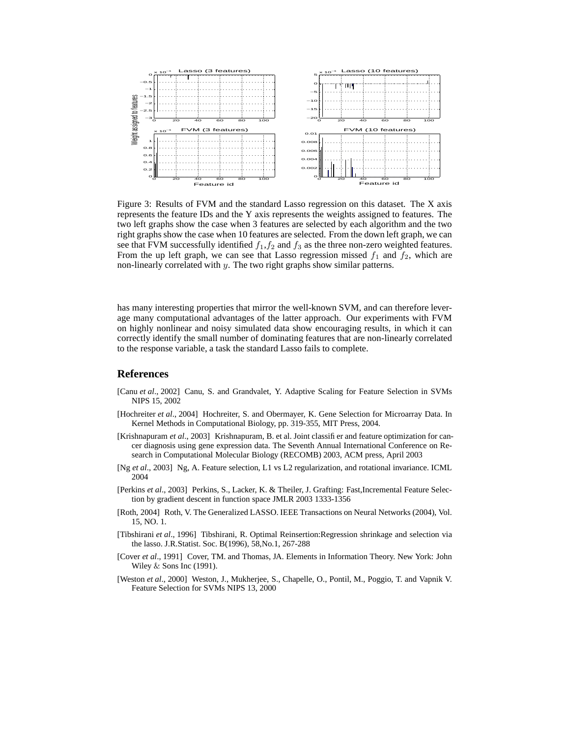Lasso (3 features)

$\times 10^{-3}$

0
−0.5
−1
−1.5
−2
−2.5
−3

0 20 40 60 80 100

Weight assigned to features

FVM (3 features)

$\times 10^{-3}$

1
0.8
0.6
0.4
0.2
0

0 20 40 60 80 100

Feature id

Lasso (10 features)

$\times 10^{-3}$

5
0
−5
−10
−15
−20

0 20 40 60 80 100

FVM (10 features)

0.01
0.008
0.006
0.004
0.002
0

0 20 40 60 80 100

Feature id

Figure 3: Results of FVM and the standard Lasso regression on this dataset. The X axis represents the feature IDs and the Y axis represents the weights assigned to features. The two left graphs show the case when 3 features are selected by each algorithm and the two right graphs show the case when 10 features are selected. From the down left graph, we can see that FVM successfully identified $f_1$,$f_2$ and $f_3$ as the three non-zero weighted features. From the up left graph, we can see that Lasso regression missed $f_1$ and $f_2$, which are non-linearly correlated with $y$. The two right graphs show similar patterns.

has many interesting properties that mirror the well-known SVM, and can therefore leverage many computational advantages of the latter approach. Our experiments with FVM on highly nonlinear and noisy simulated data show encouraging results, in which it can correctly identify the small number of dominating features that are non-linearly correlated to the response variable, a task the standard Lasso fails to complete.

## References

[Canu *et al*., 2002] Canu, S. and Grandvalet, Y. Adaptive Scaling for Feature Selection in SVMs NIPS 15, 2002

[Hochreiter *et al*., 2004] Hochreiter, S. and Obermayer, K. Gene Selection for Microarray Data. In Kernel Methods in Computational Biology, pp. 319-355, MIT Press, 2004.

[Krishnapuram *et al*., 2003] Krishnapuram, B. et al. Joint classifi er and feature optimization for cancer diagnosis using gene expression data. The Seventh Annual International Conference on Research in Computational Molecular Biology (RECOMB) 2003, ACM press, April 2003

[Ng *et al*., 2003] Ng, A. Feature selection, L1 vs L2 regularization, and rotational invariance. ICML 2004

[Perkins *et al*., 2003] Perkins, S., Lacker, K. & Theiler, J. Grafting: Fast,Incremental Feature Selection by gradient descent in function space JMLR 2003 1333-1356

[Roth, 2004] Roth, V. The Generalized LASSO. IEEE Transactions on Neural Networks (2004), Vol. 15, NO. 1.

[Tibshirani *et al*., 1996] Tibshirani, R. Optimal Reinsertion:Regression shrinkage and selection via the lasso. J.R.Statist. Soc. B(1996), 58,No.1, 267-288

[Cover *et al*., 1991] Cover, TM. and Thomas, JA. Elements in Information Theory. New York: John Wiley & Sons Inc (1991).

[Weston *et al*., 2000] Weston, J., Mukherjee, S., Chapelle, O., Pontil, M., Poggio, T. and Vapnik V. Feature Selection for SVMs NIPS 13, 2000